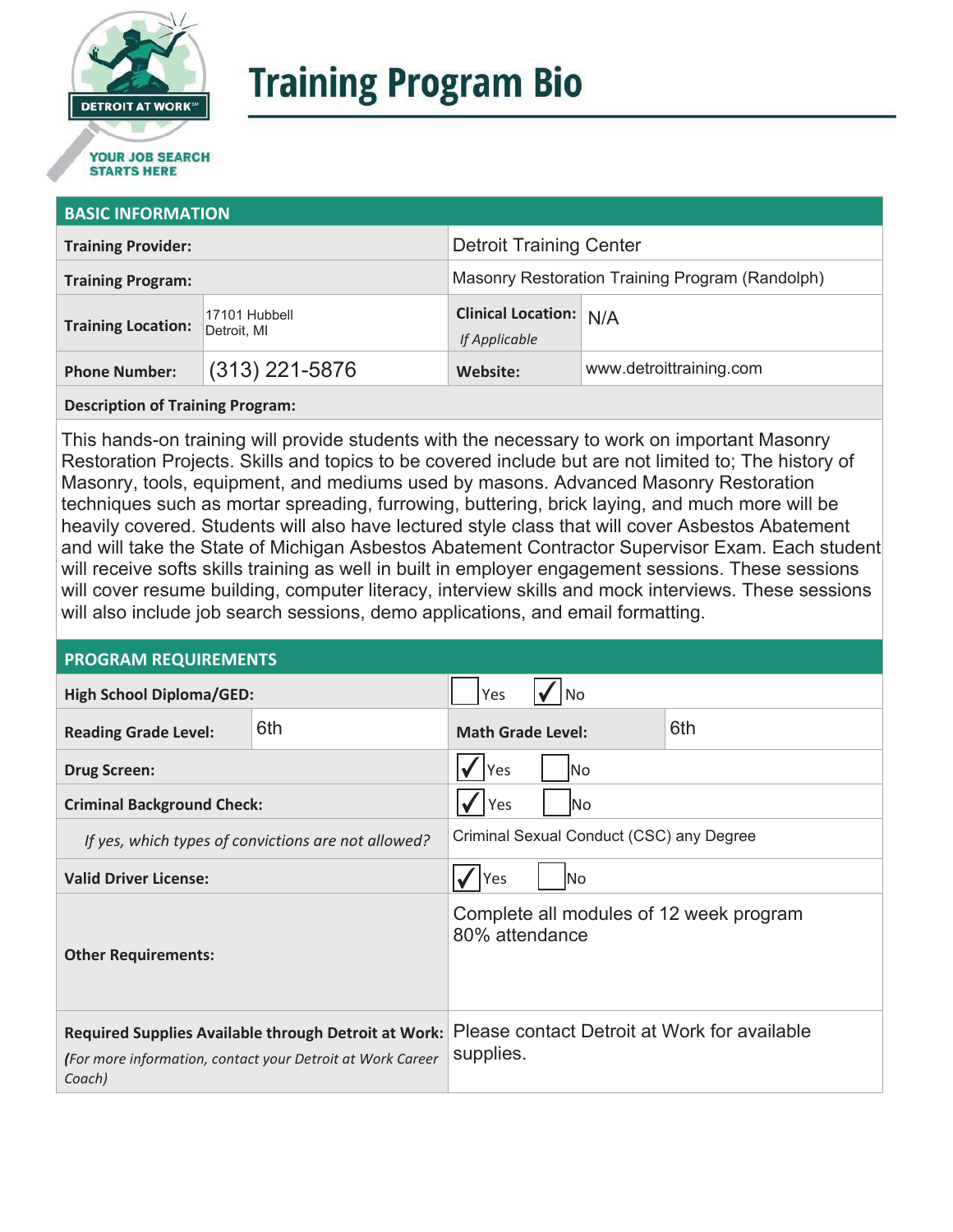DETROIT AT WORK

YOUR JOB SEARCH STARTS HERE

# Training Program Bio

## BASIC INFORMATION

| | | | |
|---|---|---|---|
| **Training Provider:** | | Detroit Training Center | |
| **Training Program:** | | Masonry Restoration Training Program (Randolph) | |
| **Training Location:** | 17101 Hubbell Detroit, MI | **Clinical Location:** *If Applicable* | N/A |
| **Phone Number:** | (313) 221-5876 | **Website:** | www.detroittraining.com |

**Description of Training Program:**

This hands-on training will provide students with the necessary to work on important Masonry Restoration Projects. Skills and topics to be covered include but are not limited to; The history of Masonry, tools, equipment, and mediums used by masons. Advanced Masonry Restoration techniques such as mortar spreading, furrowing, buttering, brick laying, and much more will be heavily covered. Students will also have lectured style class that will cover Asbestos Abatement and will take the State of Michigan Asbestos Abatement Contractor Supervisor Exam. Each student will receive softs skills training as well in built in employer engagement sessions. These sessions will cover resume building, computer literacy, interview skills and mock interviews. These sessions will also include job search sessions, demo applications, and email formatting.

## PROGRAM REQUIREMENTS

| | | | |
|---|---|---|---|
| **High School Diploma/GED:** | | ☐ Yes ☑ No | |
| **Reading Grade Level:** | 6th | **Math Grade Level:** | 6th |
| **Drug Screen:** | | ☑ Yes ☐ No | |
| **Criminal Background Check:** | | ☑ Yes ☐ No | |
| *If yes, which types of convictions are not allowed?* | | Criminal Sexual Conduct (CSC) any Degree | |
| **Valid Driver License:** | | ☑ Yes ☐ No | |
| **Other Requirements:** | | Complete all modules of 12 week program<br>80% attendance | |
| **Required Supplies Available through Detroit at Work:** *(For more information, contact your Detroit at Work Career Coach)* | | Please contact Detroit at Work for available supplies. | |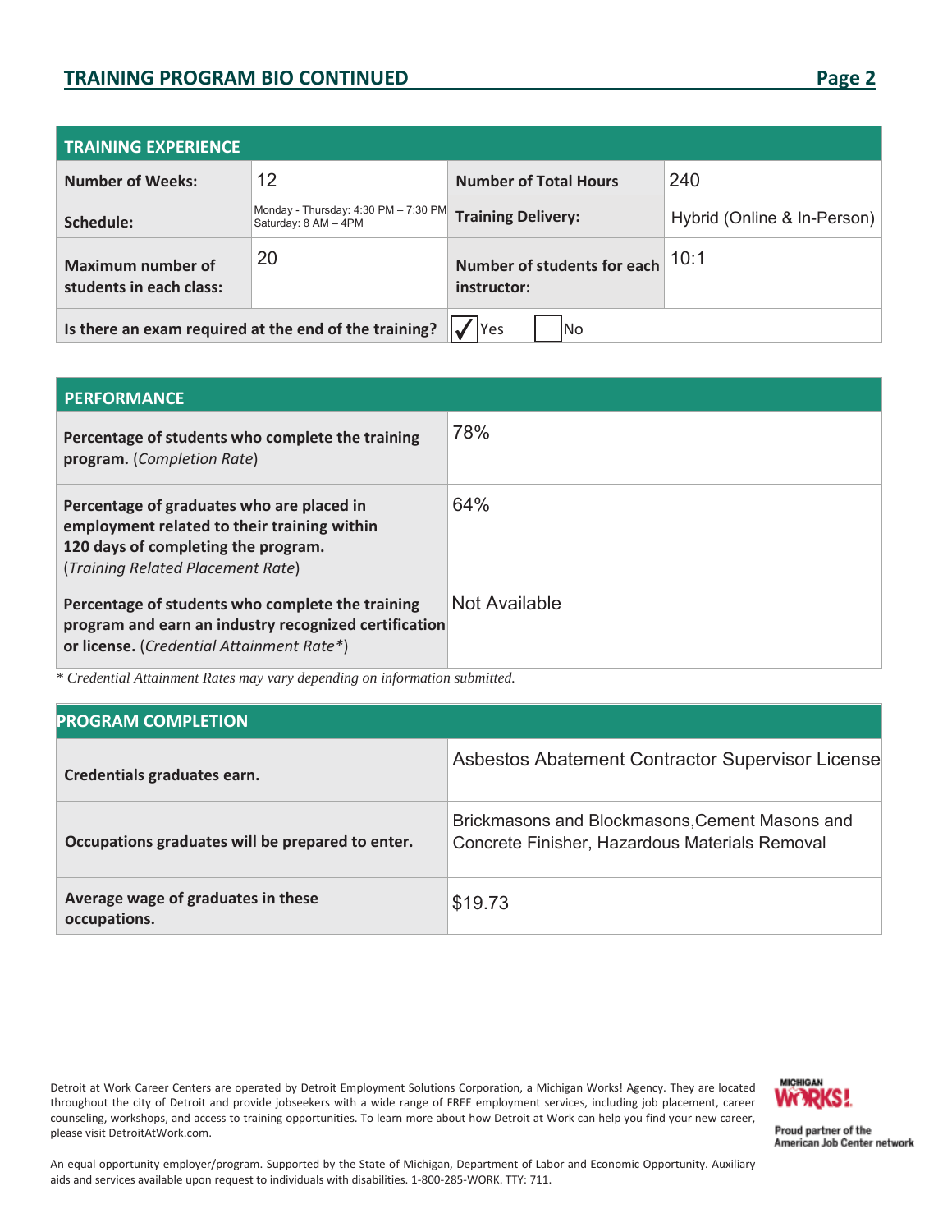## TRAINING PROGRAM BIO CONTINUED

| TRAINING EXPERIENCE | | | |
|---|---|---|---|
| **Number of Weeks:** | 12 | **Number of Total Hours** | 240 |
| **Schedule:** | Monday - Thursday: 4:30 PM – 7:30 PM<br>Saturday: 8 AM – 4PM | **Training Delivery:** | Hybrid (Online & In-Person) |
| **Maximum number of students in each class:** | 20 | **Number of students for each instructor:** | 10:1 |
| **Is there an exam required at the end of the training?** | ☑ Yes ☐ No | | |

| PERFORMANCE | |
|---|---|
| **Percentage of students who complete the training program.** (*Completion Rate*) | 78% |
| **Percentage of graduates who are placed in employment related to their training within 120 days of completing the program.** (*Training Related Placement Rate*) | 64% |
| **Percentage of students who complete the training program and earn an industry recognized certification or license.** (*Credential Attainment Rate**) | Not Available |

*\* Credential Attainment Rates may vary depending on information submitted.*

| PROGRAM COMPLETION | |
|---|---|
| **Credentials graduates earn.** | Asbestos Abatement Contractor Supervisor License |
| **Occupations graduates will be prepared to enter.** | Brickmasons and Blockmasons,Cement Masons and Concrete Finisher, Hazardous Materials Removal |
| **Average wage of graduates in these occupations.** | $19.73 |

Detroit at Work Career Centers are operated by Detroit Employment Solutions Corporation, a Michigan Works! Agency. They are located throughout the city of Detroit and provide jobseekers with a wide range of FREE employment services, including job placement, career counseling, workshops, and access to training opportunities. To learn more about how Detroit at Work can help you find your new career, please visit DetroitAtWork.com.

MICHIGAN WORKS! Proud partner of the American Job Center network

An equal opportunity employer/program. Supported by the State of Michigan, Department of Labor and Economic Opportunity. Auxiliary aids and services available upon request to individuals with disabilities. 1-800-285-WORK. TTY: 711.